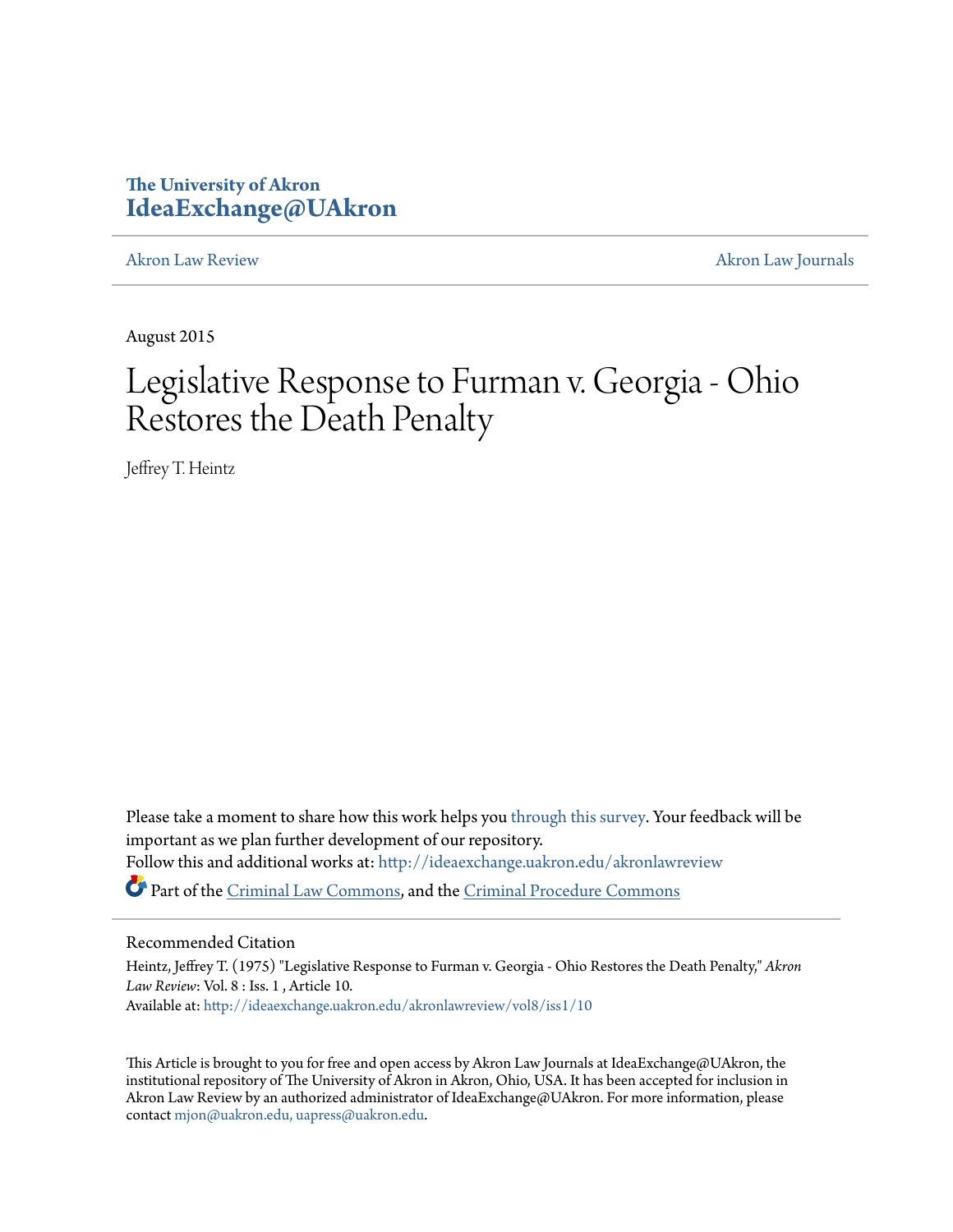The University of Akron
**IdeaExchange@UAkron**

Akron Law Review | Akron Law Journals

August 2015

# Legislative Response to Furman v. Georgia - Ohio Restores the Death Penalty

Jeffrey T. Heintz

Please take a moment to share how this work helps you through this survey. Your feedback will be important as we plan further development of our repository.

Follow this and additional works at: http://ideaexchange.uakron.edu/akronlawreview

Part of the Criminal Law Commons, and the Criminal Procedure Commons

## Recommended Citation

Heintz, Jeffrey T. (1975) "Legislative Response to Furman v. Georgia - Ohio Restores the Death Penalty," *Akron Law Review*: Vol. 8 : Iss. 1 , Article 10.
Available at: http://ideaexchange.uakron.edu/akronlawreview/vol8/iss1/10

This Article is brought to you for free and open access by Akron Law Journals at IdeaExchange@UAkron, the institutional repository of The University of Akron in Akron, Ohio, USA. It has been accepted for inclusion in Akron Law Review by an authorized administrator of IdeaExchange@UAkron. For more information, please contact mjon@uakron.edu, uapress@uakron.edu.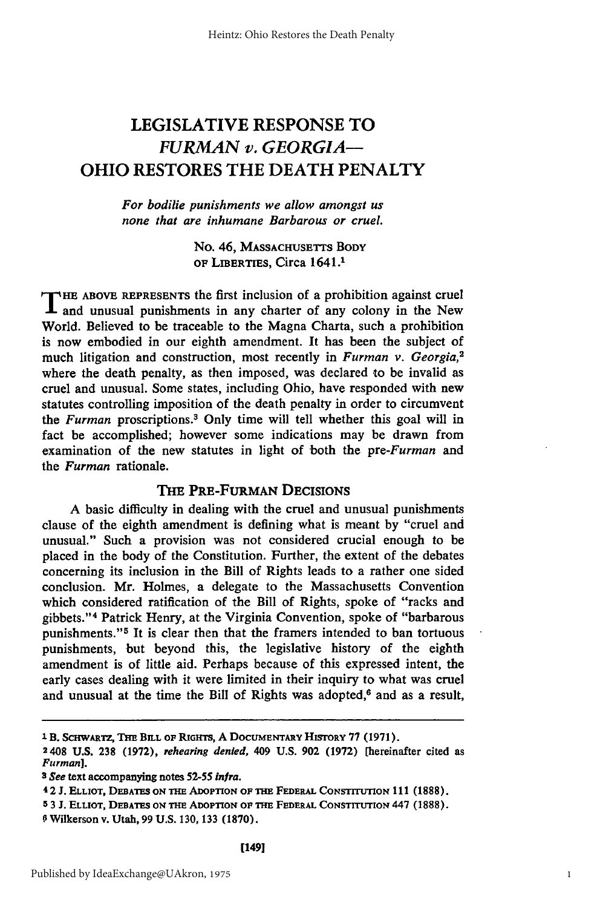# LEGISLATIVE RESPONSE TO *FURMAN v. GEORGIA*— OHIO RESTORES THE DEATH PENALTY

*For bodilie punishments we allow amongst us none that are inhumane Barbarous or cruel.*

No. 46, MASSACHUSETTS BODY OF LIBERTIES, Circa 1641.[1]

THE ABOVE REPRESENTS the first inclusion of a prohibition against cruel and unusual punishments in any charter of any colony in the New World. Believed to be traceable to the Magna Charta, such a prohibition is now embodied in our eighth amendment. It has been the subject of much litigation and construction, most recently in *Furman v. Georgia*,[2] where the death penalty, as then imposed, was declared to be invalid as cruel and unusual. Some states, including Ohio, have responded with new statutes controlling imposition of the death penalty in order to circumvent the *Furman* proscriptions.[3] Only time will tell whether this goal will in fact be accomplished; however some indications may be drawn from examination of the new statutes in light of both the pre-*Furman* and the *Furman* rationale.

## THE PRE-FURMAN DECISIONS

A basic difficulty in dealing with the cruel and unusual punishments clause of the eighth amendment is defining what is meant by "cruel and unusual." Such a provision was not considered crucial enough to be placed in the body of the Constitution. Further, the extent of the debates concerning its inclusion in the Bill of Rights leads to a rather one sided conclusion. Mr. Holmes, a delegate to the Massachusetts Convention which considered ratification of the Bill of Rights, spoke of "racks and gibbets."[4] Patrick Henry, at the Virginia Convention, spoke of "barbarous punishments."[5] It is clear then that the framers intended to ban tortuous punishments, but beyond this, the legislative history of the eighth amendment is of little aid. Perhaps because of this expressed intent, the early cases dealing with it were limited in their inquiry to what was cruel and unusual at the time the Bill of Rights was adopted,[6] and as a result,

---

[1] B. SCHWARTZ, THE BILL OF RIGHTS, A DOCUMENTARY HISTORY 77 (1971).

[2] 408 U.S. 238 (1972), *rehearing denied*, 409 U.S. 902 (1972) [hereinafter cited as *Furman*].

[3] *See* text accompanying notes 52-55 *infra*.

[4] 2 J. ELLIOT, DEBATES ON THE ADOPTION OF THE FEDERAL CONSTITUTION 111 (1888).

[5] 3 J. ELLIOT, DEBATES ON THE ADOPTION OF THE FEDERAL CONSTITUTION 447 (1888).

[6] Wilkerson v. Utah, 99 U.S. 130, 133 (1870).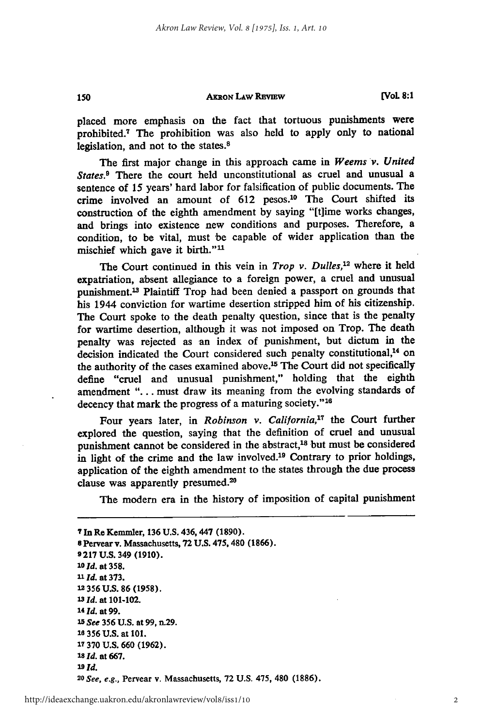placed more emphasis on the fact that tortuous punishments were prohibited.[7] The prohibition was also held to apply only to national legislation, and not to the states.[8]

The first major change in this approach came in *Weems v. United States*.[9] There the court held unconstitutional as cruel and unusual a sentence of 15 years' hard labor for falsification of public documents. The crime involved an amount of 612 pesos.[10] The Court shifted its construction of the eighth amendment by saying "[t]ime works changes, and brings into existence new conditions and purposes. Therefore, a condition, to be vital, must be capable of wider application than the mischief which gave it birth."[11]

The Court continued in this vein in *Trop v. Dulles*,[12] where it held expatriation, absent allegiance to a foreign power, a cruel and unusual punishment.[13] Plaintiff Trop had been denied a passport on grounds that his 1944 conviction for wartime desertion stripped him of his citizenship. The Court spoke to the death penalty question, since that is the penalty for wartime desertion, although it was not imposed on Trop. The death penalty was rejected as an index of punishment, but dictum in the decision indicated the Court considered such penalty constitutional,[14] on the authority of the cases examined above.[15] The Court did not specifically define "cruel and unusual punishment," holding that the eighth amendment ". . . must draw its meaning from the evolving standards of decency that mark the progress of a maturing society."[16]

Four years later, in *Robinson v. California*,[17] the Court further explored the question, saying that the definition of cruel and unusual punishment cannot be considered in the abstract,[18] but must be considered in light of the crime and the law involved.[19] Contrary to prior holdings, application of the eighth amendment to the states through the due process clause was apparently presumed.[20]

The modern era in the history of imposition of capital punishment

---

[7] In Re Kemmler, 136 U.S. 436, 447 (1890).

[8] Pervear v. Massachusetts, 72 U.S. 475, 480 (1866).

[9] 217 U.S. 349 (1910).

[10] *Id.* at 358.

[11] *Id.* at 373.

[12] 356 U.S. 86 (1958).

[13] *Id.* at 101-102.

[14] *Id.* at 99.

[15] *See* 356 U.S. at 99, n.29.

[16] 356 U.S. at 101.

[17] 370 U.S. 660 (1962).

[18] *Id.* at 667.

[19] *Id.*

[20] *See, e.g.*, Pervear v. Massachusetts, 72 U.S. 475, 480 (1886).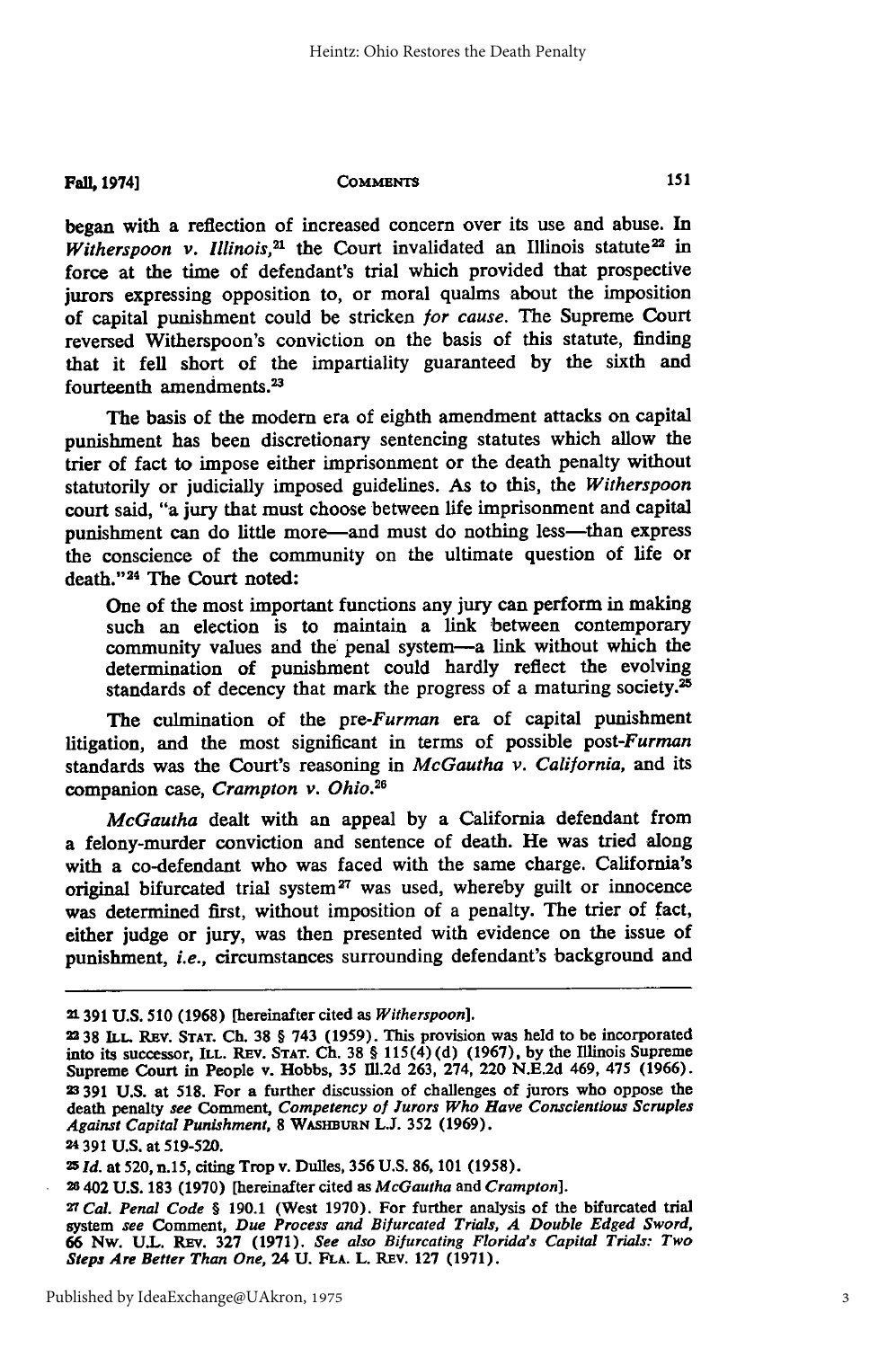began with a reflection of increased concern over its use and abuse. In *Witherspoon v. Illinois*,[21] the Court invalidated an Illinois statute[22] in force at the time of defendant's trial which provided that prospective jurors expressing opposition to, or moral qualms about the imposition of capital punishment could be stricken *for cause*. The Supreme Court reversed Witherspoon's conviction on the basis of this statute, finding that it fell short of the impartiality guaranteed by the sixth and fourteenth amendments.[23]

The basis of the modern era of eighth amendment attacks on capital punishment has been discretionary sentencing statutes which allow the trier of fact to impose either imprisonment or the death penalty without statutorily or judicially imposed guidelines. As to this, the *Witherspoon* court said, "a jury that must choose between life imprisonment and capital punishment can do little more—and must do nothing less—than express the conscience of the community on the ultimate question of life or death."[24] The Court noted:

> One of the most important functions any jury can perform in making such an election is to maintain a link between contemporary community values and the penal system—a link without which the determination of punishment could hardly reflect the evolving standards of decency that mark the progress of a maturing society.[25]

The culmination of the pre-*Furman* era of capital punishment litigation, and the most significant in terms of possible post-*Furman* standards was the Court's reasoning in *McGautha v. California*, and its companion case, *Crampton v. Ohio*.[26]

*McGautha* dealt with an appeal by a California defendant from a felony-murder conviction and sentence of death. He was tried along with a co-defendant who was faced with the same charge. California's original bifurcated trial system[27] was used, whereby guilt or innocence was determined first, without imposition of a penalty. The trier of fact, either judge or jury, was then presented with evidence on the issue of punishment, *i.e.*, circumstances surrounding defendant's background and

---

21 391 U.S. 510 (1968) [hereinafter cited as *Witherspoon*].

22 38 ILL. REV. STAT. Ch. 38 § 743 (1959). This provision was held to be incorporated into its successor, ILL. REV. STAT. Ch. 38 § 115(4)(d) (1967), by the Illinois Supreme Supreme Court in People v. Hobbs, 35 Ill.2d 263, 274, 220 N.E.2d 469, 475 (1966).

23 391 U.S. at 518. For a further discussion of challenges of jurors who oppose the death penalty *see* Comment, *Competency of Jurors Who Have Conscientious Scruples Against Capital Punishment*, 8 WASHBURN L.J. 352 (1969).

24 391 U.S. at 519-520.

25 *Id.* at 520, n.15, citing Trop v. Dulles, 356 U.S. 86, 101 (1958).

26 402 U.S. 183 (1970) [hereinafter cited as *McGautha* and *Crampton*].

27 *Cal. Penal Code* § 190.1 (West 1970). For further analysis of the bifurcated trial system *see* Comment, *Due Process and Bifurcated Trials, A Double Edged Sword*, 66 NW. U.L. REV. 327 (1971). *See also Bifurcating Florida's Capital Trials: Two Steps Are Better Than One*, 24 U. FLA. L. REV. 127 (1971).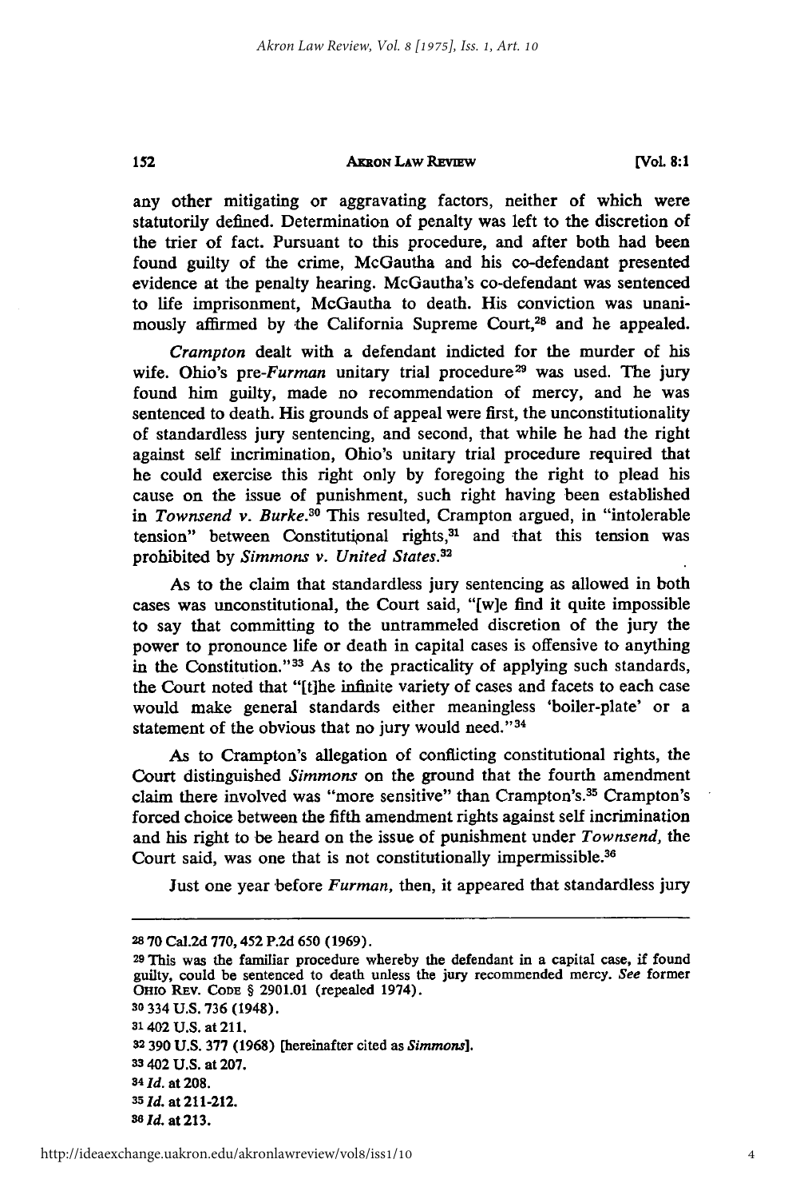any other mitigating or aggravating factors, neither of which were statutorily defined. Determination of penalty was left to the discretion of the trier of fact. Pursuant to this procedure, and after both had been found guilty of the crime, McGautha and his co-defendant presented evidence at the penalty hearing. McGautha's co-defendant was sentenced to life imprisonment, McGautha to death. His conviction was unanimously affirmed by the California Supreme Court,[28] and he appealed.

*Crampton* dealt with a defendant indicted for the murder of his wife. Ohio's pre-*Furman* unitary trial procedure[29] was used. The jury found him guilty, made no recommendation of mercy, and he was sentenced to death. His grounds of appeal were first, the unconstitutionality of standardless jury sentencing, and second, that while he had the right against self incrimination, Ohio's unitary trial procedure required that he could exercise this right only by foregoing the right to plead his cause on the issue of punishment, such right having been established in *Townsend v. Burke*.[30] This resulted, Crampton argued, in "intolerable tension" between Constitutional rights,[31] and that this tension was prohibited by *Simmons v. United States*.[32]

As to the claim that standardless jury sentencing as allowed in both cases was unconstitutional, the Court said, "[w]e find it quite impossible to say that committing to the untrammeled discretion of the jury the power to pronounce life or death in capital cases is offensive to anything in the Constitution."[33] As to the practicality of applying such standards, the Court noted that "[t]he infinite variety of cases and facets to each case would make general standards either meaningless 'boiler-plate' or a statement of the obvious that no jury would need."[34]

As to Crampton's allegation of conflicting constitutional rights, the Court distinguished *Simmons* on the ground that the fourth amendment claim there involved was "more sensitive" than Crampton's.[35] Crampton's forced choice between the fifth amendment rights against self incrimination and his right to be heard on the issue of punishment under *Townsend*, the Court said, was one that is not constitutionally impermissible.[36]

Just one year before *Furman*, then, it appeared that standardless jury

---

[28] 70 Cal.2d 770, 452 P.2d 650 (1969).

[29] This was the familiar procedure whereby the defendant in a capital case, if found guilty, could be sentenced to death unless the jury recommended mercy. *See* former OHIO REV. CODE § 2901.01 (repealed 1974).

[30] 334 U.S. 736 (1948).

[31] 402 U.S. at 211.

[32] 390 U.S. 377 (1968) [hereinafter cited as *Simmons*].

[33] 402 U.S. at 207.

[34] *Id.* at 208.

[35] *Id.* at 211-212.

[36] *Id.* at 213.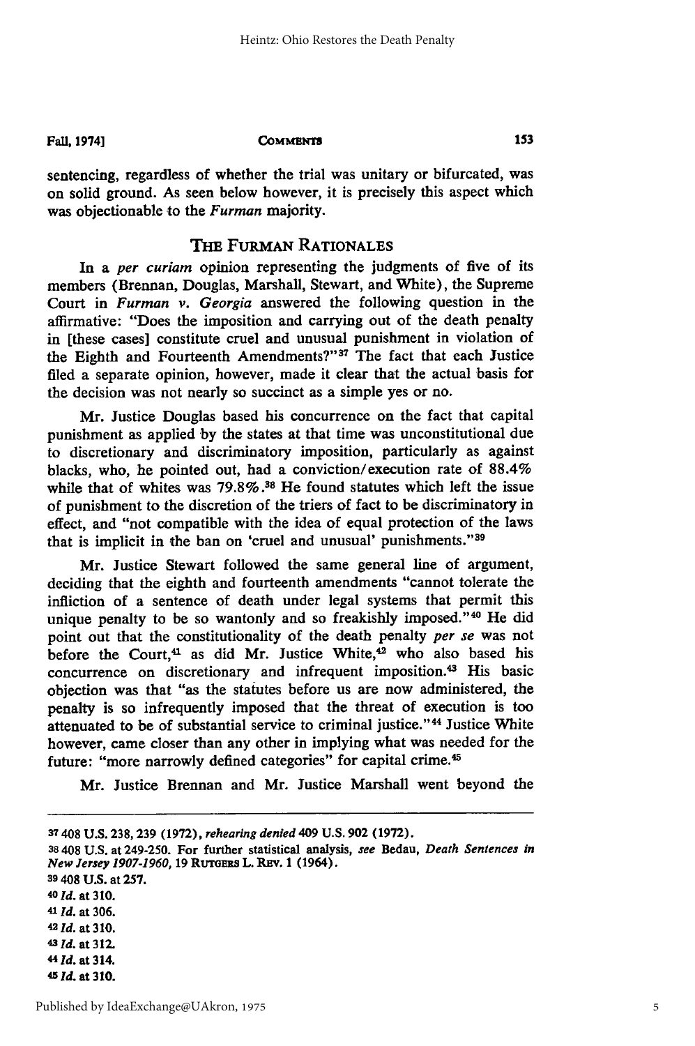sentencing, regardless of whether the trial was unitary or bifurcated, was on solid ground. As seen below however, it is precisely this aspect which was objectionable to the *Furman* majority.

## THE FURMAN RATIONALES

In a *per curiam* opinion representing the judgments of five of its members (Brennan, Douglas, Marshall, Stewart, and White), the Supreme Court in *Furman v. Georgia* answered the following question in the affirmative: "Does the imposition and carrying out of the death penalty in [these cases] constitute cruel and unusual punishment in violation of the Eighth and Fourteenth Amendments?"[37] The fact that each Justice filed a separate opinion, however, made it clear that the actual basis for the decision was not nearly so succinct as a simple yes or no.

Mr. Justice Douglas based his concurrence on the fact that capital punishment as applied by the states at that time was unconstitutional due to discretionary and discriminatory imposition, particularly as against blacks, who, he pointed out, had a conviction/execution rate of 88.4% while that of whites was 79.8%.[38] He found statutes which left the issue of punishment to the discretion of the triers of fact to be discriminatory in effect, and "not compatible with the idea of equal protection of the laws that is implicit in the ban on 'cruel and unusual' punishments."[39]

Mr. Justice Stewart followed the same general line of argument, deciding that the eighth and fourteenth amendments "cannot tolerate the infliction of a sentence of death under legal systems that permit this unique penalty to be so wantonly and so freakishly imposed."[40] He did point out that the constitutionality of the death penalty *per se* was not before the Court,[41] as did Mr. Justice White,[42] who also based his concurrence on discretionary and infrequent imposition.[43] His basic objection was that "as the statutes before us are now administered, the penalty is so infrequently imposed that the threat of execution is too attenuated to be of substantial service to criminal justice."[44] Justice White however, came closer than any other in implying what was needed for the future: "more narrowly defined categories" for capital crime.[45]

Mr. Justice Brennan and Mr. Justice Marshall went beyond the

---

[37] 408 U.S. 238, 239 (1972), *rehearing denied* 409 U.S. 902 (1972).

[38] 408 U.S. at 249-250. For further statistical analysis, *see* Bedau, *Death Sentences in New Jersey 1907-1960*, 19 RUTGERS L. REV. 1 (1964).

[39] 408 U.S. at 257.

[40] *Id.* at 310.

[41] *Id.* at 306.

[42] *Id.* at 310.

[43] *Id.* at 312.

[44] *Id.* at 314.

[45] *Id.* at 310.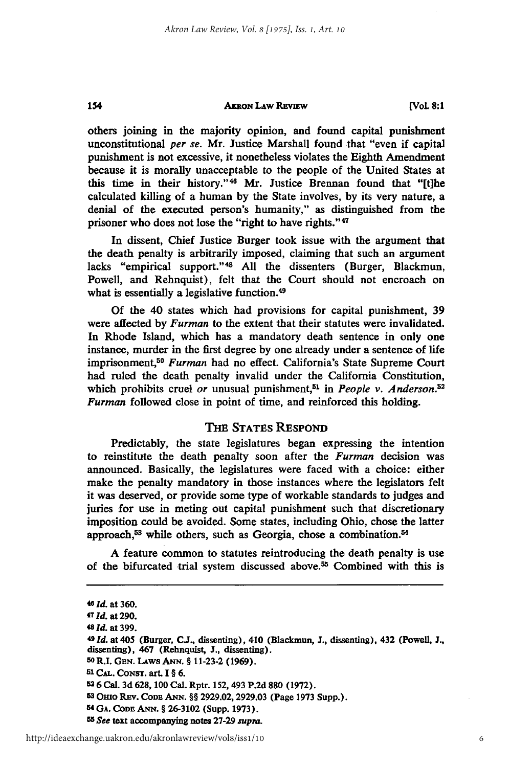others joining in the majority opinion, and found capital punishment unconstitutional *per se*. Mr. Justice Marshall found that "even if capital punishment is not excessive, it nonetheless violates the Eighth Amendment because it is morally unacceptable to the people of the United States at this time in their history."[46] Mr. Justice Brennan found that "[t]he calculated killing of a human by the State involves, by its very nature, a denial of the executed person's humanity," as distinguished from the prisoner who does not lose the "right to have rights."[47]

In dissent, Chief Justice Burger took issue with the argument that the death penalty is arbitrarily imposed, claiming that such an argument lacks "empirical support."[48] All the dissenters (Burger, Blackmun, Powell, and Rehnquist), felt that the Court should not encroach on what is essentially a legislative function.[49]

Of the 40 states which had provisions for capital punishment, 39 were affected by *Furman* to the extent that their statutes were invalidated. In Rhode Island, which has a mandatory death sentence in only one instance, murder in the first degree by one already under a sentence of life imprisonment,[50] *Furman* had no effect. California's State Supreme Court had ruled the death penalty invalid under the California Constitution, which prohibits cruel *or* unusual punishment,[51] in *People v. Anderson*.[52] *Furman* followed close in point of time, and reinforced this holding.

## THE STATES RESPOND

Predictably, the state legislatures began expressing the intention to reinstitute the death penalty soon after the *Furman* decision was announced. Basically, the legislatures were faced with a choice: either make the penalty mandatory in those instances where the legislators felt it was deserved, or provide some type of workable standards to judges and juries for use in meting out capital punishment such that discretionary imposition could be avoided. Some states, including Ohio, chose the latter approach,[53] while others, such as Georgia, chose a combination.[54]

A feature common to statutes reintroducing the death penalty is use of the bifurcated trial system discussed above.[55] Combined with this is

---

[46] *Id.* at 360.

[47] *Id.* at 290.

[48] *Id.* at 399.

[49] *Id.* at 405 (Burger, C.J., dissenting), 410 (Blackmun, J., dissenting), 432 (Powell, J., dissenting), 467 (Rehnquist, J., dissenting).

[50] R.I. GEN. LAWS ANN. § 11-23-2 (1969).

[51] CAL. CONST. art. I § 6.

[52] 6 Cal. 3d 628, 100 Cal. Rptr. 152, 493 P.2d 880 (1972).

[53] OHIO REV. CODE ANN. §§ 2929.02, 2929.03 (Page 1973 Supp.).

[54] GA. CODE ANN. § 26-3102 (Supp. 1973).

[55] *See* text accompanying notes 27-29 *supra*.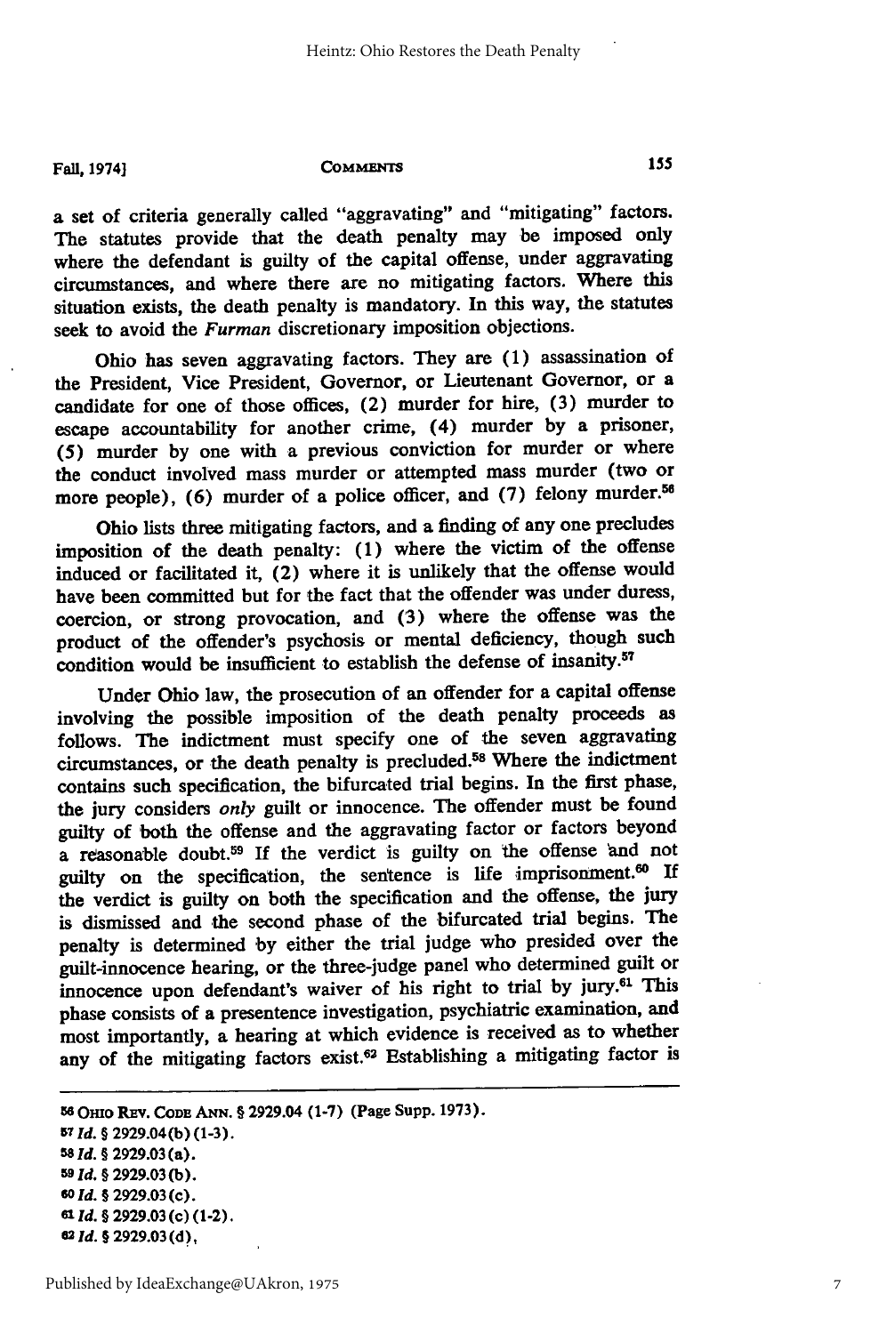a set of criteria generally called "aggravating" and "mitigating" factors. The statutes provide that the death penalty may be imposed only where the defendant is guilty of the capital offense, under aggravating circumstances, and where there are no mitigating factors. Where this situation exists, the death penalty is mandatory. In this way, the statutes seek to avoid the *Furman* discretionary imposition objections.

Ohio has seven aggravating factors. They are (1) assassination of the President, Vice President, Governor, or Lieutenant Governor, or a candidate for one of those offices, (2) murder for hire, (3) murder to escape accountability for another crime, (4) murder by a prisoner, (5) murder by one with a previous conviction for murder or where the conduct involved mass murder or attempted mass murder (two or more people), (6) murder of a police officer, and (7) felony murder.[56]

Ohio lists three mitigating factors, and a finding of any one precludes imposition of the death penalty: (1) where the victim of the offense induced or facilitated it, (2) where it is unlikely that the offense would have been committed but for the fact that the offender was under duress, coercion, or strong provocation, and (3) where the offense was the product of the offender's psychosis or mental deficiency, though such condition would be insufficient to establish the defense of insanity.[57]

Under Ohio law, the prosecution of an offender for a capital offense involving the possible imposition of the death penalty proceeds as follows. The indictment must specify one of the seven aggravating circumstances, or the death penalty is precluded.[58] Where the indictment contains such specification, the bifurcated trial begins. In the first phase, the jury considers *only* guilt or innocence. The offender must be found guilty of both the offense and the aggravating factor or factors beyond a reasonable doubt.[59] If the verdict is guilty on the offense and not guilty on the specification, the sentence is life imprisonment.[60] If the verdict is guilty on both the specification and the offense, the jury is dismissed and the second phase of the bifurcated trial begins. The penalty is determined by either the trial judge who presided over the guilt-innocence hearing, or the three-judge panel who determined guilt or innocence upon defendant's waiver of his right to trial by jury.[61] This phase consists of a presentence investigation, psychiatric examination, and most importantly, a hearing at which evidence is received as to whether any of the mitigating factors exist.[62] Establishing a mitigating factor is

---

56 OHIO REV. CODE ANN. § 2929.04 (1-7) (Page Supp. 1973).
57 *Id.* § 2929.04(b) (1-3).
58 *Id.* § 2929.03(a).
59 *Id.* § 2929.03(b).
60 *Id.* § 2929.03(c).
61 *Id.* § 2929.03(c) (1-2).
62 *Id.* § 2929.03(d).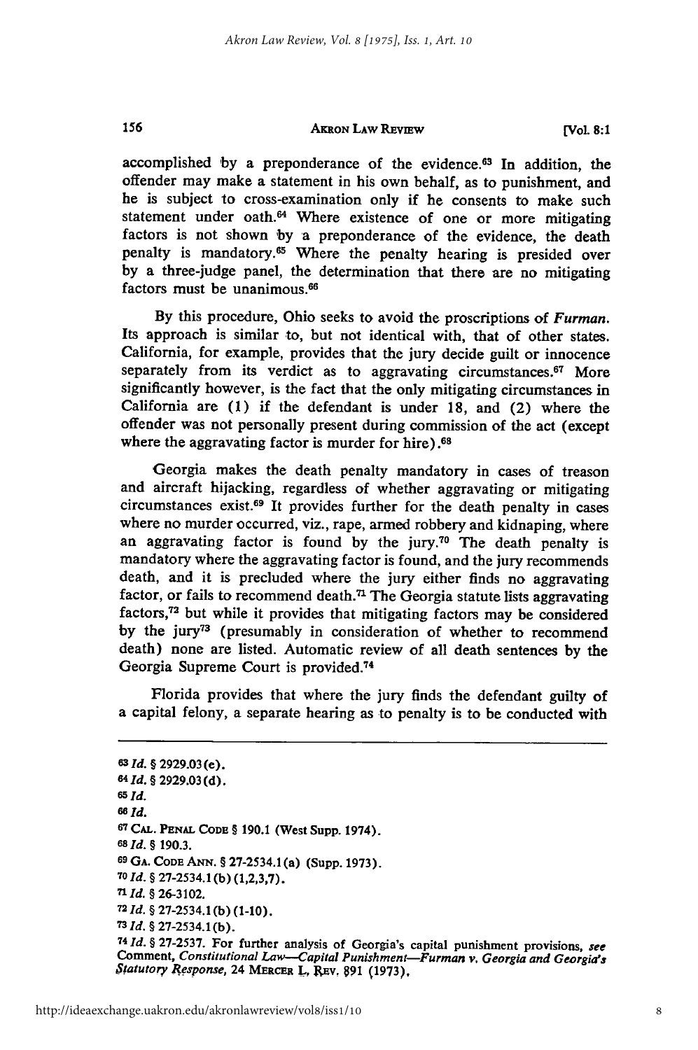accomplished by a preponderance of the evidence.[63] In addition, the offender may make a statement in his own behalf, as to punishment, and he is subject to cross-examination only if he consents to make such statement under oath.[64] Where existence of one or more mitigating factors is not shown by a preponderance of the evidence, the death penalty is mandatory.[65] Where the penalty hearing is presided over by a three-judge panel, the determination that there are no mitigating factors must be unanimous.[66]

By this procedure, Ohio seeks to avoid the proscriptions of *Furman*. Its approach is similar to, but not identical with, that of other states. California, for example, provides that the jury decide guilt or innocence separately from its verdict as to aggravating circumstances.[67] More significantly however, is the fact that the only mitigating circumstances in California are (1) if the defendant is under 18, and (2) where the offender was not personally present during commission of the act (except where the aggravating factor is murder for hire).[68]

Georgia makes the death penalty mandatory in cases of treason and aircraft hijacking, regardless of whether aggravating or mitigating circumstances exist.[69] It provides further for the death penalty in cases where no murder occurred, viz., rape, armed robbery and kidnaping, where an aggravating factor is found by the jury.[70] The death penalty is mandatory where the aggravating factor is found, and the jury recommends death, and it is precluded where the jury either finds no aggravating factor, or fails to recommend death.[71] The Georgia statute lists aggravating factors,[72] but while it provides that mitigating factors may be considered by the jury[73] (presumably in consideration of whether to recommend death) none are listed. Automatic review of all death sentences by the Georgia Supreme Court is provided.[74]

Florida provides that where the jury finds the defendant guilty of a capital felony, a separate hearing as to penalty is to be conducted with

---

63 *Id.* § 2929.03(e).

64 *Id.* § 2929.03(d).

65 *Id.*

66 *Id.*

67 CAL. PENAL CODE § 190.1 (West Supp. 1974).

68 *Id.* § 190.3.

69 GA. CODE ANN. § 27-2534.1(a) (Supp. 1973).

70 *Id.* § 27-2534.1(b)(1,2,3,7).

71 *Id.* § 26-3102.

72 *Id.* § 27-2534.1(b)(1-10).

73 *Id.* § 27-2534.1(b).

74 *Id.* § 27-2537. For further analysis of Georgia's capital punishment provisions, *see* Comment, *Constitutional Law—Capital Punishment—Furman v. Georgia and Georgia's Statutory Response*, 24 MERCER L. REV. 891 (1973).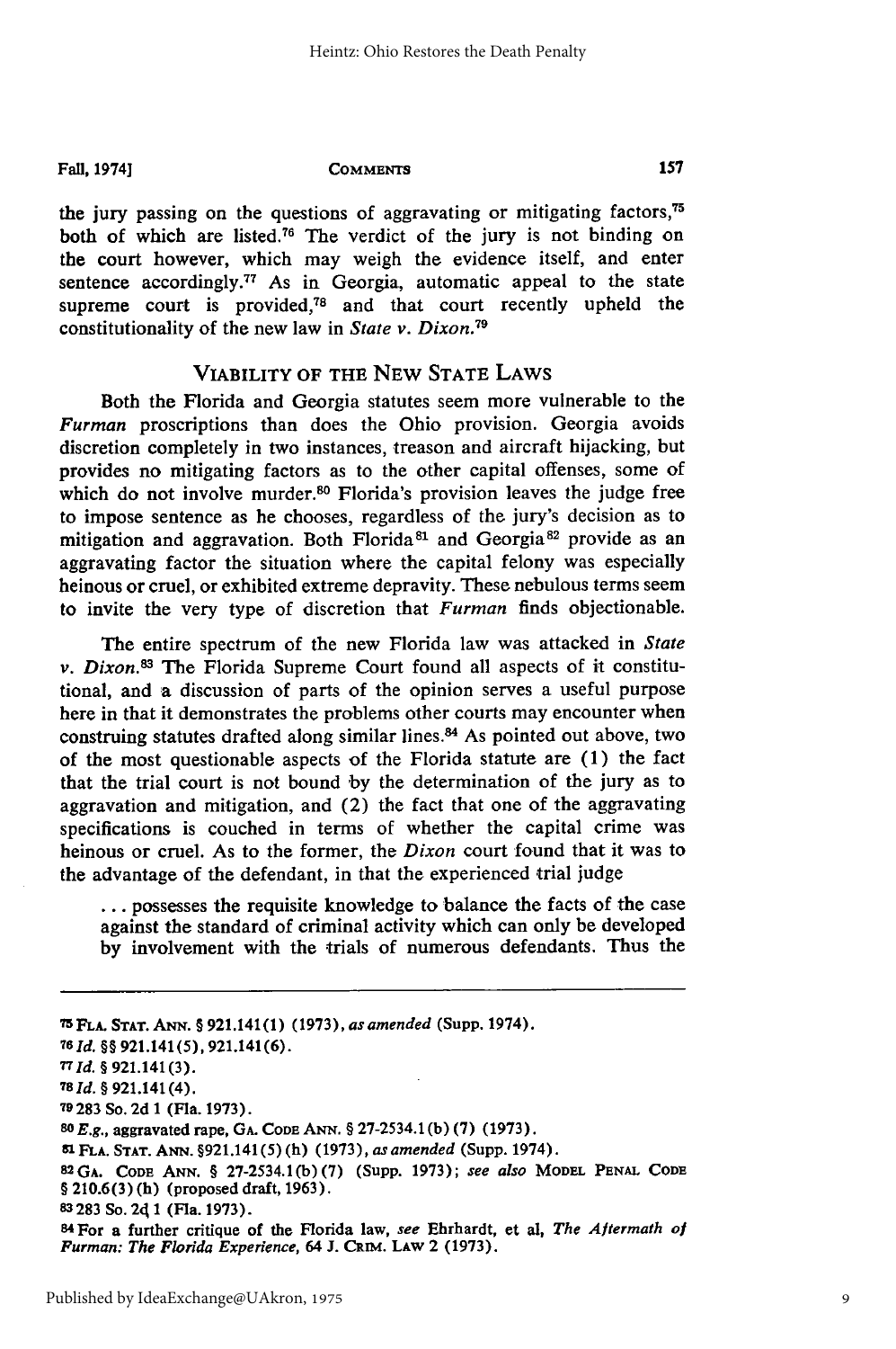the jury passing on the questions of aggravating or mitigating factors,[75] both of which are listed.[76] The verdict of the jury is not binding on the court however, which may weigh the evidence itself, and enter sentence accordingly.[77] As in Georgia, automatic appeal to the state supreme court is provided,[78] and that court recently upheld the constitutionality of the new law in *State v. Dixon*.[79]

## VIABILITY OF THE NEW STATE LAWS

Both the Florida and Georgia statutes seem more vulnerable to the *Furman* proscriptions than does the Ohio provision. Georgia avoids discretion completely in two instances, treason and aircraft hijacking, but provides no mitigating factors as to the other capital offenses, some of which do not involve murder.[80] Florida's provision leaves the judge free to impose sentence as he chooses, regardless of the jury's decision as to mitigation and aggravation. Both Florida[81] and Georgia[82] provide as an aggravating factor the situation where the capital felony was especially heinous or cruel, or exhibited extreme depravity. These nebulous terms seem to invite the very type of discretion that *Furman* finds objectionable.

The entire spectrum of the new Florida law was attacked in *State v. Dixon*.[83] The Florida Supreme Court found all aspects of it constitutional, and a discussion of parts of the opinion serves a useful purpose here in that it demonstrates the problems other courts may encounter when construing statutes drafted along similar lines.[84] As pointed out above, two of the most questionable aspects of the Florida statute are (1) the fact that the trial court is not bound by the determination of the jury as to aggravation and mitigation, and (2) the fact that one of the aggravating specifications is couched in terms of whether the capital crime was heinous or cruel. As to the former, the *Dixon* court found that it was to the advantage of the defendant, in that the experienced trial judge

> . . . possesses the requisite knowledge to balance the facts of the case against the standard of criminal activity which can only be developed by involvement with the trials of numerous defendants. Thus the

---

[75] FLA. STAT. ANN. § 921.141(1) (1973), *as amended* (Supp. 1974).

[76] *Id.* §§ 921.141(5), 921.141(6).

[77] *Id.* § 921.141(3).

[78] *Id.* § 921.141(4).

[79] 283 So. 2d 1 (Fla. 1973).

[80] *E.g.*, aggravated rape, GA. CODE ANN. § 27-2534.1(b)(7) (1973).

[81] FLA. STAT. ANN. §921.141(5)(h) (1973), *as amended* (Supp. 1974).

[82] GA. CODE ANN. § 27-2534.1(b)(7) (Supp. 1973); *see also* MODEL PENAL CODE § 210.6(3)(h) (proposed draft, 1963).

[83] 283 So. 2d 1 (Fla. 1973).

[84] For a further critique of the Florida law, *see* Ehrhardt, et al, *The Aftermath of Furman: The Florida Experience*, 64 J. CRIM. LAW 2 (1973).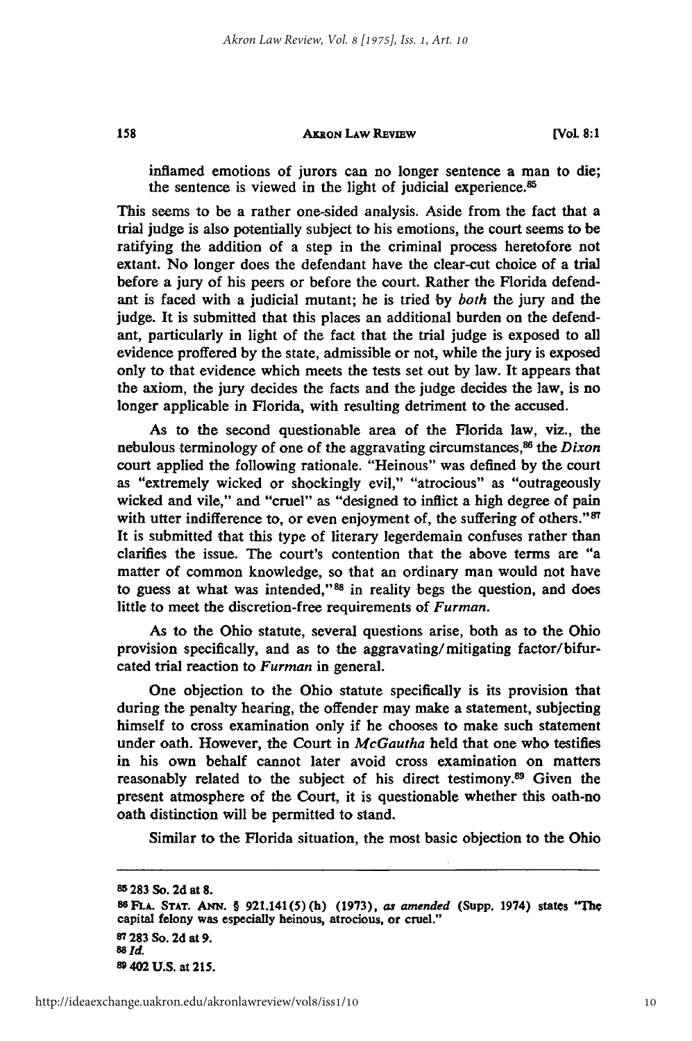inflamed emotions of jurors can no longer sentence a man to die; the sentence is viewed in the light of judicial experience.[85]

This seems to be a rather one-sided analysis. Aside from the fact that a trial judge is also potentially subject to his emotions, the court seems to be ratifying the addition of a step in the criminal process heretofore not extant. No longer does the defendant have the clear-cut choice of a trial before a jury of his peers or before the court. Rather the Florida defendant is faced with a judicial mutant; he is tried by *both* the jury and the judge. It is submitted that this places an additional burden on the defendant, particularly in light of the fact that the trial judge is exposed to all evidence proffered by the state, admissible or not, while the jury is exposed only to that evidence which meets the tests set out by law. It appears that the axiom, the jury decides the facts and the judge decides the law, is no longer applicable in Florida, with resulting detriment to the accused.

As to the second questionable area of the Florida law, viz., the nebulous terminology of one of the aggravating circumstances,[86] the *Dixon* court applied the following rationale. "Heinous" was defined by the court as "extremely wicked or shockingly evil," "atrocious" as "outrageously wicked and vile," and "cruel" as "designed to inflict a high degree of pain with utter indifference to, or even enjoyment of, the suffering of others."[87] It is submitted that this type of literary legerdemain confuses rather than clarifies the issue. The court's contention that the above terms are "a matter of common knowledge, so that an ordinary man would not have to guess at what was intended,"[88] in reality begs the question, and does little to meet the discretion-free requirements of *Furman*.

As to the Ohio statute, several questions arise, both as to the Ohio provision specifically, and as to the aggravating/mitigating factor/bifurcated trial reaction to *Furman* in general.

One objection to the Ohio statute specifically is its provision that during the penalty hearing, the offender may make a statement, subjecting himself to cross examination only if he chooses to make such statement under oath. However, the Court in *McGautha* held that one who testifies in his own behalf cannot later avoid cross examination on matters reasonably related to the subject of his direct testimony.[89] Given the present atmosphere of the Court, it is questionable whether this oath-no oath distinction will be permitted to stand.

Similar to the Florida situation, the most basic objection to the Ohio

---

[85] 283 So. 2d at 8.

[86] FLA. STAT. ANN. § 921.141(5)(h) (1973), *as amended* (Supp. 1974) states "The capital felony was especially heinous, atrocious, or cruel."

[87] 283 So. 2d at 9.

[88] *Id.*

[89] 402 U.S. at 215.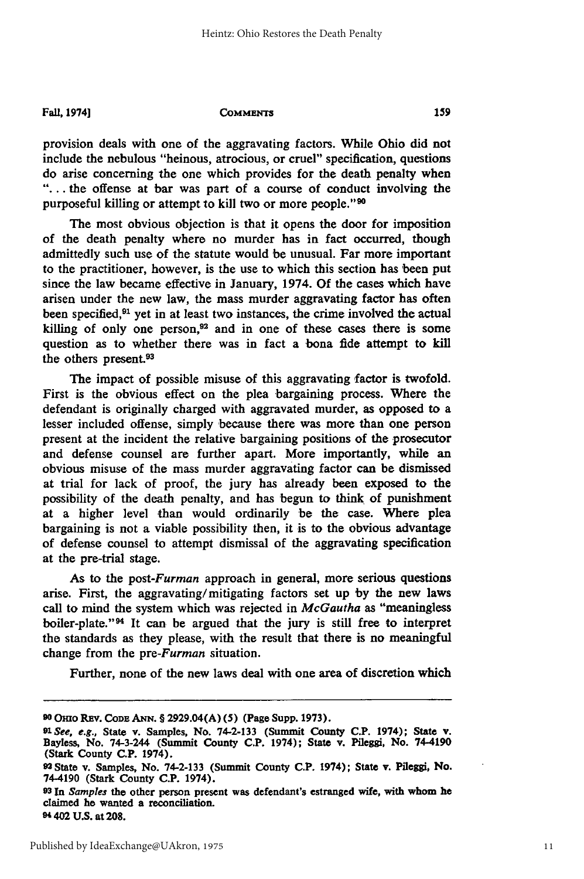provision deals with one of the aggravating factors. While Ohio did not include the nebulous "heinous, atrocious, or cruel" specification, questions do arise concerning the one which provides for the death penalty when "... the offense at bar was part of a course of conduct involving the purposeful killing or attempt to kill two or more people."[90]

The most obvious objection is that it opens the door for imposition of the death penalty where no murder has in fact occurred, though admittedly such use of the statute would be unusual. Far more important to the practitioner, however, is the use to which this section has been put since the law became effective in January, 1974. Of the cases which have arisen under the new law, the mass murder aggravating factor has often been specified,[91] yet in at least two instances, the crime involved the actual killing of only one person,[92] and in one of these cases there is some question as to whether there was in fact a bona fide attempt to kill the others present.[93]

The impact of possible misuse of this aggravating factor is twofold. First is the obvious effect on the plea bargaining process. Where the defendant is originally charged with aggravated murder, as opposed to a lesser included offense, simply because there was more than one person present at the incident the relative bargaining positions of the prosecutor and defense counsel are further apart. More importantly, while an obvious misuse of the mass murder aggravating factor can be dismissed at trial for lack of proof, the jury has already been exposed to the possibility of the death penalty, and has begun to think of punishment at a higher level than would ordinarily be the case. Where plea bargaining is not a viable possibility then, it is to the obvious advantage of defense counsel to attempt dismissal of the aggravating specification at the pre-trial stage.

As to the post-*Furman* approach in general, more serious questions arise. First, the aggravating/mitigating factors set up by the new laws call to mind the system which was rejected in *McGautha* as "meaningless boiler-plate."[94] It can be argued that the jury is still free to interpret the standards as they please, with the result that there is no meaningful change from the pre-*Furman* situation.

Further, none of the new laws deal with one area of discretion which

---

90 OHIO REV. CODE ANN. § 2929.04(A)(5) (Page Supp. 1973).

91 *See, e.g.*, State v. Samples, No. 74-2-133 (Summit County C.P. 1974); State v. Bayless, No. 74-3-244 (Summit County C.P. 1974); State v. Pileggi, No. 74-4190 (Stark County C.P. 1974).

92 State v. Samples, No. 74-2-133 (Summit County C.P. 1974); State v. Pileggi, No. 74-4190 (Stark County C.P. 1974).

93 In *Samples* the other person present was defendant's estranged wife, with whom he claimed he wanted a reconciliation.

94 402 U.S. at 208.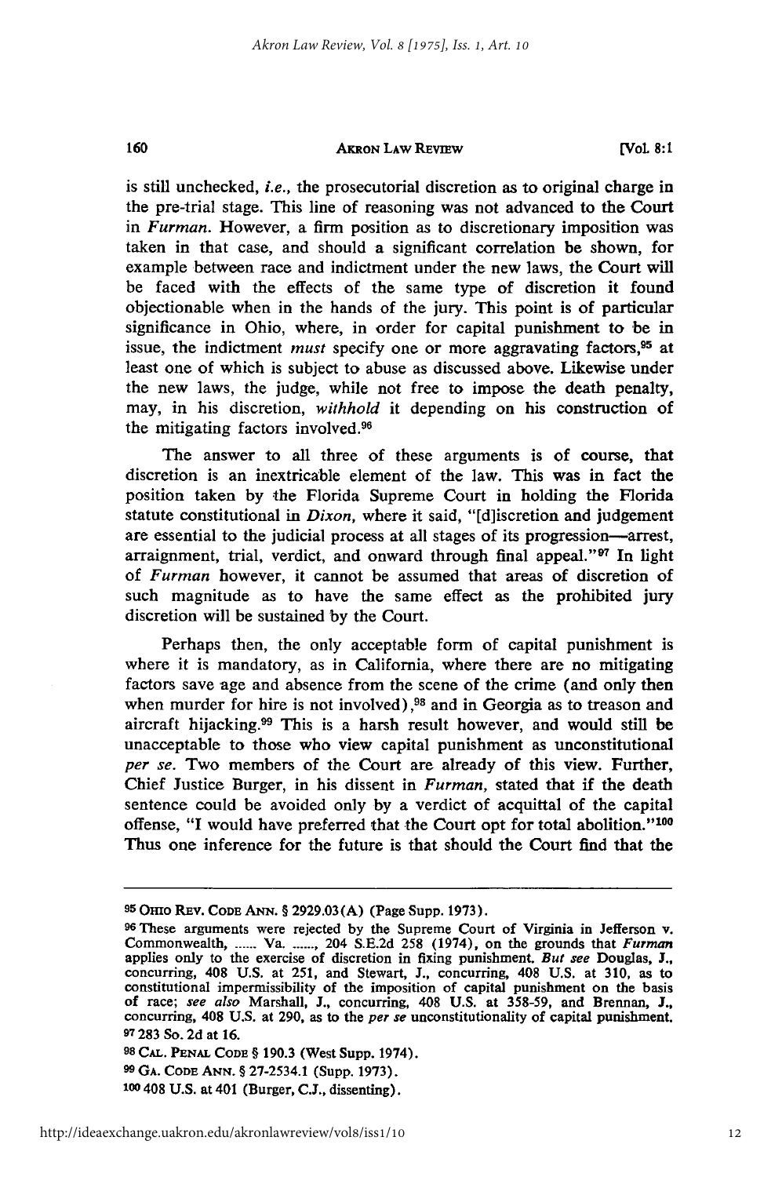is still unchecked, *i.e.*, the prosecutorial discretion as to original charge in the pre-trial stage. This line of reasoning was not advanced to the Court in *Furman*. However, a firm position as to discretionary imposition was taken in that case, and should a significant correlation be shown, for example between race and indictment under the new laws, the Court will be faced with the effects of the same type of discretion it found objectionable when in the hands of the jury. This point is of particular significance in Ohio, where, in order for capital punishment to be in issue, the indictment *must* specify one or more aggravating factors,[95] at least one of which is subject to abuse as discussed above. Likewise under the new laws, the judge, while not free to impose the death penalty, may, in his discretion, *withhold* it depending on his construction of the mitigating factors involved.[96]

The answer to all three of these arguments is of course, that discretion is an inextricable element of the law. This was in fact the position taken by the Florida Supreme Court in holding the Florida statute constitutional in *Dixon*, where it said, "[d]iscretion and judgement are essential to the judicial process at all stages of its progression—arrest, arraignment, trial, verdict, and onward through final appeal."[97] In light of *Furman* however, it cannot be assumed that areas of discretion of such magnitude as to have the same effect as the prohibited jury discretion will be sustained by the Court.

Perhaps then, the only acceptable form of capital punishment is where it is mandatory, as in California, where there are no mitigating factors save age and absence from the scene of the crime (and only then when murder for hire is not involved),[98] and in Georgia as to treason and aircraft hijacking.[99] This is a harsh result however, and would still be unacceptable to those who view capital punishment as unconstitutional *per se*. Two members of the Court are already of this view. Further, Chief Justice Burger, in his dissent in *Furman*, stated that if the death sentence could be avoided only by a verdict of acquittal of the capital offense, "I would have preferred that the Court opt for total abolition."[100] Thus one inference for the future is that should the Court find that the

---

[95] OHIO REV. CODE ANN. § 2929.03(A) (Page Supp. 1973).

[96] These arguments were rejected by the Supreme Court of Virginia in Jefferson v. Commonwealth, ...... Va. ......, 204 S.E.2d 258 (1974), on the grounds that *Furman* applies only to the exercise of discretion in fixing punishment. *But see* Douglas, J., concurring, 408 U.S. at 251, and Stewart, J., concurring, 408 U.S. at 310, as to constitutional impermissibility of the imposition of capital punishment on the basis of race; *see also* Marshall, J., concurring, 408 U.S. at 358-59, and Brennan, J., concurring, 408 U.S. at 290, as to the *per se* unconstitutionality of capital punishment.

[97] 283 So. 2d at 16.

[98] CAL. PENAL CODE § 190.3 (West Supp. 1974).

[99] GA. CODE ANN. § 27-2534.1 (Supp. 1973).

[100] 408 U.S. at 401 (Burger, C.J., dissenting).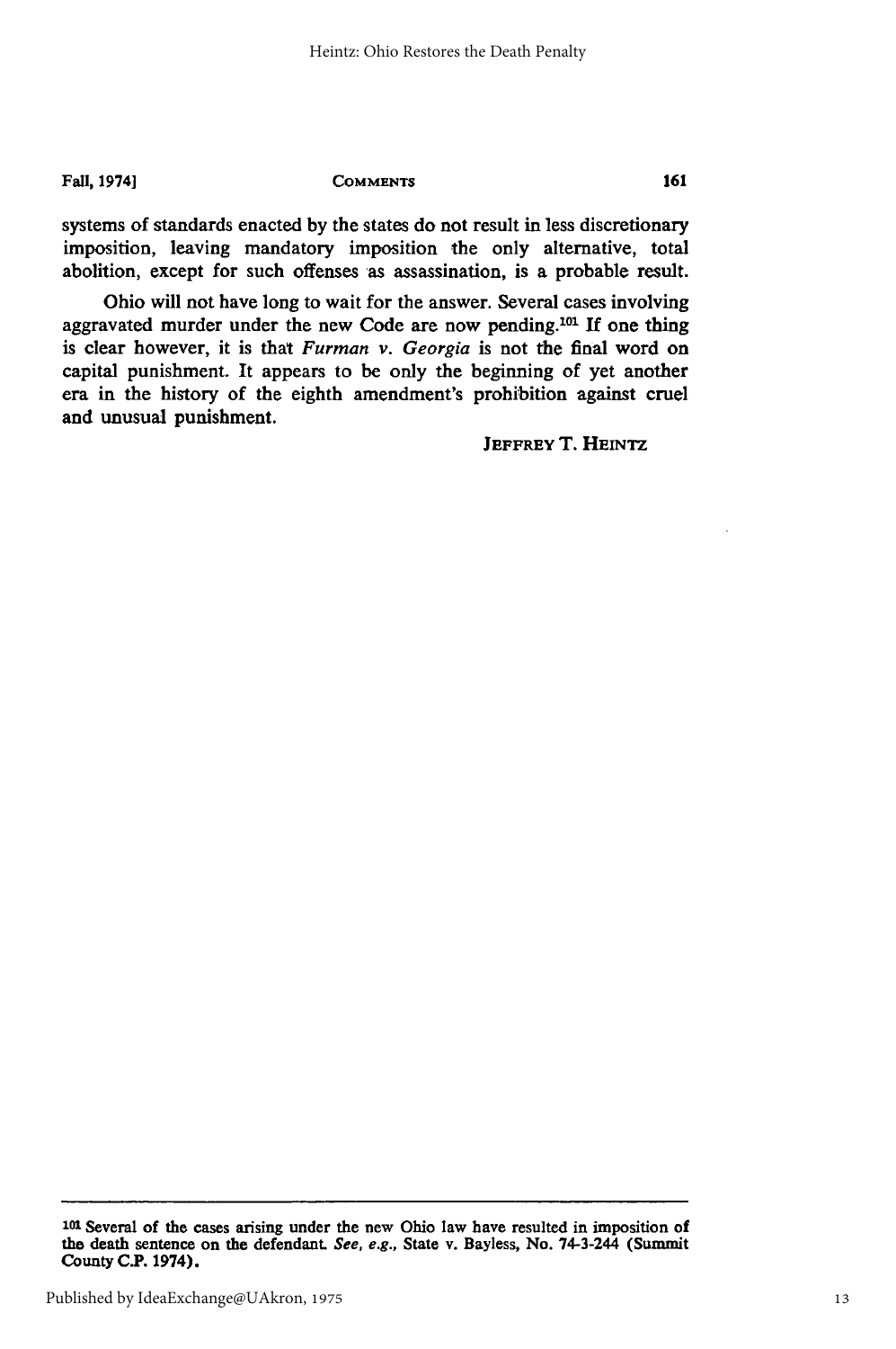systems of standards enacted by the states do not result in less discretionary imposition, leaving mandatory imposition the only alternative, total abolition, except for such offenses as assassination, is a probable result.

Ohio will not have long to wait for the answer. Several cases involving aggravated murder under the new Code are now pending.[101] If one thing is clear however, it is that *Furman v. Georgia* is not the final word on capital punishment. It appears to be only the beginning of yet another era in the history of the eighth amendment's prohibition against cruel and unusual punishment.

JEFFREY T. HEINTZ

---

[101] Several of the cases arising under the new Ohio law have resulted in imposition of the death sentence on the defendant. *See, e.g.*, State v. Bayless, No. 74-3-244 (Summit County C.P. 1974).